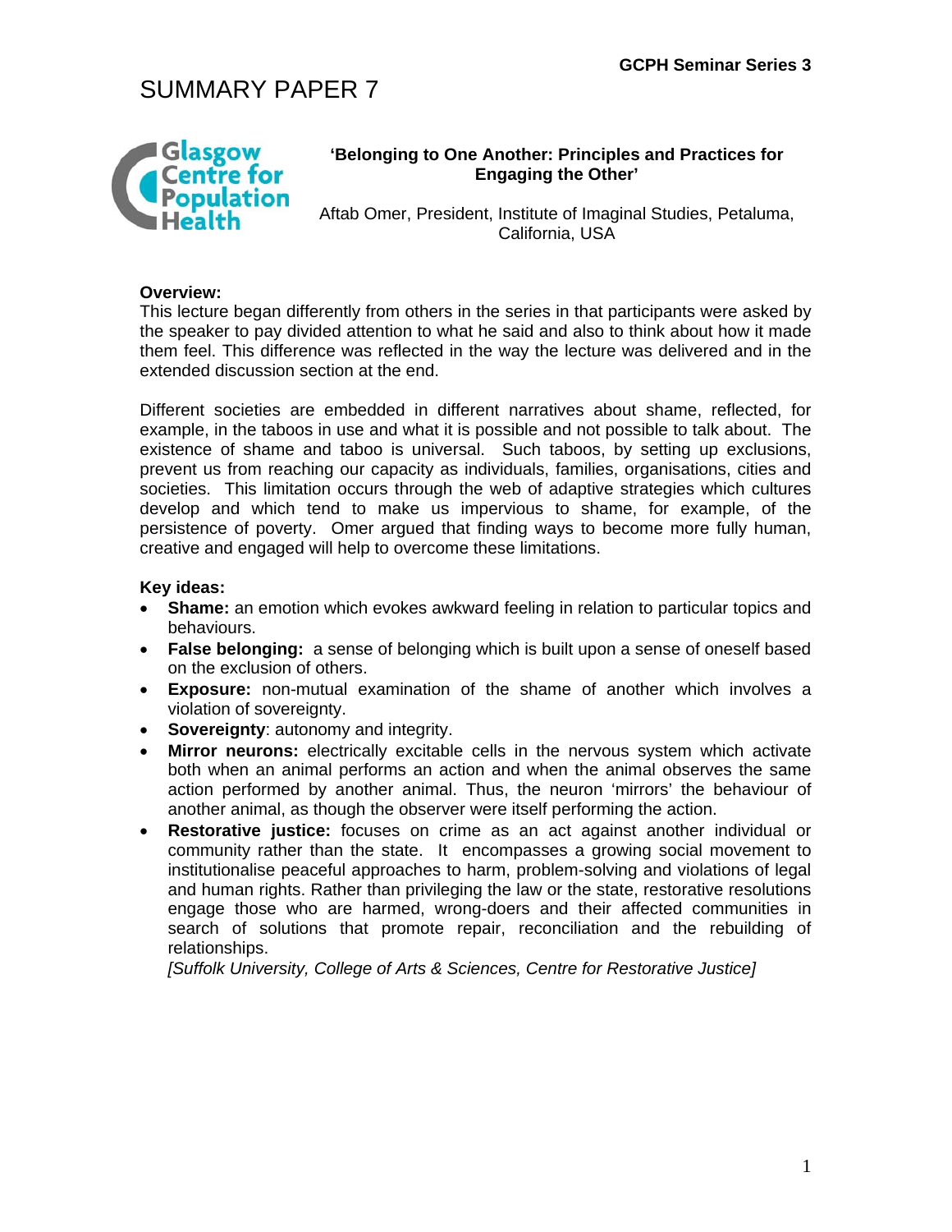# SUMMARY PAPER 7

**'Belonging to One Another: Principles and Practices for Engaging the Other'**

Aftab Omer, President, Institute of Imaginal Studies, Petaluma, California, USA

**Overview:**

This lecture began differently from others in the series in that participants were asked by the speaker to pay divided attention to what he said and also to think about how it made them feel. This difference was reflected in the way the lecture was delivered and in the extended discussion section at the end.

Different societies are embedded in different narratives about shame, reflected, for example, in the taboos in use and what it is possible and not possible to talk about. The existence of shame and taboo is universal. Such taboos, by setting up exclusions, prevent us from reaching our capacity as individuals, families, organisations, cities and societies. This limitation occurs through the web of adaptive strategies which cultures develop and which tend to make us impervious to shame, for example, of the persistence of poverty. Omer argued that finding ways to become more fully human, creative and engaged will help to overcome these limitations.

**Key ideas:**

- **Shame:** an emotion which evokes awkward feeling in relation to particular topics and behaviours.
- **False belonging:** a sense of belonging which is built upon a sense of oneself based on the exclusion of others.
- **Exposure:** non-mutual examination of the shame of another which involves a violation of sovereignty.
- **Sovereignty**: autonomy and integrity.
- **Mirror neurons:** electrically excitable cells in the nervous system which activate both when an animal performs an action and when the animal observes the same action performed by another animal. Thus, the neuron 'mirrors' the behaviour of another animal, as though the observer were itself performing the action.
- **Restorative justice:** focuses on crime as an act against another individual or community rather than the state. It encompasses a growing social movement to institutionalise peaceful approaches to harm, problem-solving and violations of legal and human rights. Rather than privileging the law or the state, restorative resolutions engage those who are harmed, wrong-doers and their affected communities in search of solutions that promote repair, reconciliation and the rebuilding of relationships.
  *[Suffolk University, College of Arts & Sciences, Centre for Restorative Justice]*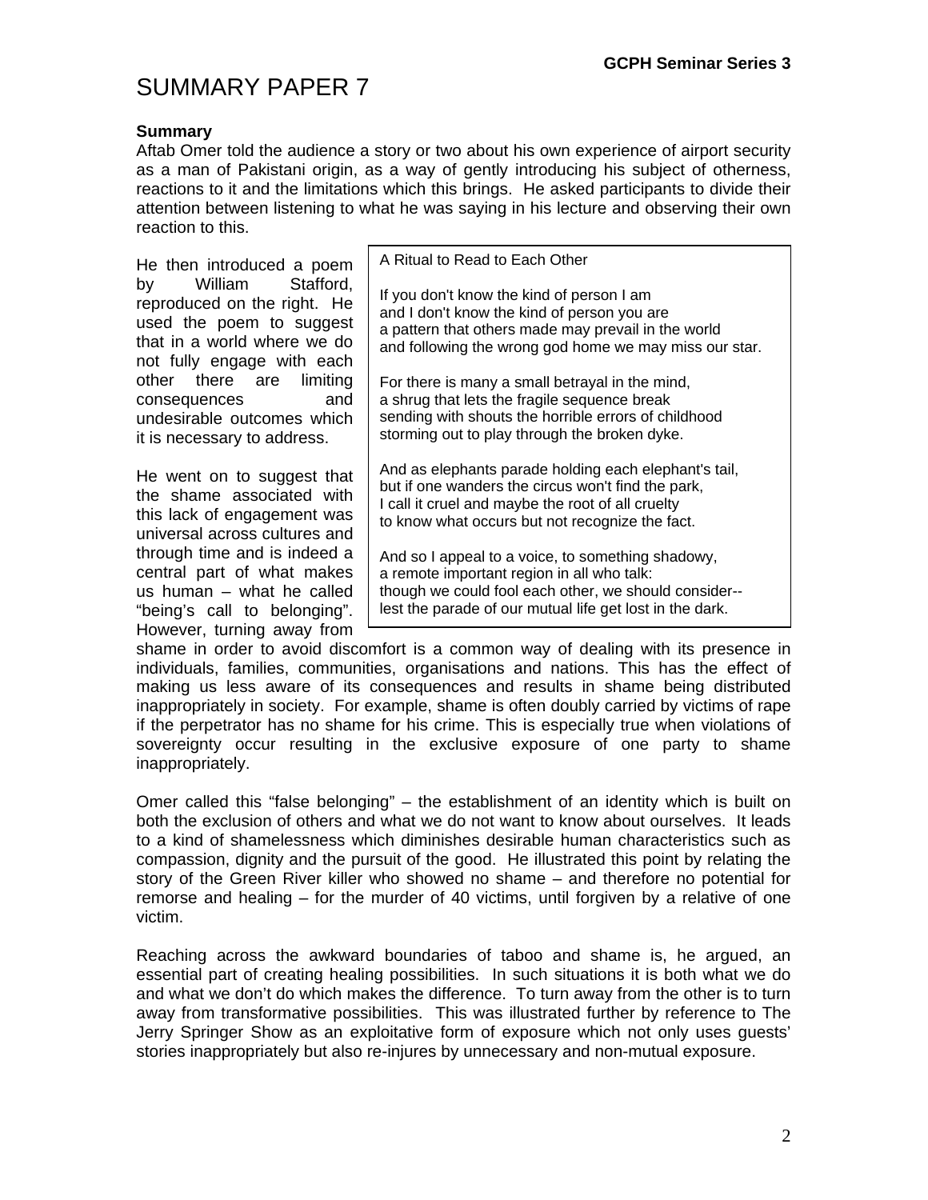# SUMMARY PAPER 7

**Summary**

Aftab Omer told the audience a story or two about his own experience of airport security as a man of Pakistani origin, as a way of gently introducing his subject of otherness, reactions to it and the limitations which this brings. He asked participants to divide their attention between listening to what he was saying in his lecture and observing their own reaction to this.

He then introduced a poem by William Stafford, reproduced on the right. He used the poem to suggest that in a world where we do not fully engage with each other there are limiting consequences and undesirable outcomes which it is necessary to address.

> A Ritual to Read to Each Other
>
> If you don't know the kind of person I am
> and I don't know the kind of person you are
> a pattern that others made may prevail in the world
> and following the wrong god home we may miss our star.
>
> For there is many a small betrayal in the mind,
> a shrug that lets the fragile sequence break
> sending with shouts the horrible errors of childhood
> storming out to play through the broken dyke.
>
> And as elephants parade holding each elephant's tail,
> but if one wanders the circus won't find the park,
> I call it cruel and maybe the root of all cruelty
> to know what occurs but not recognize the fact.
>
> And so I appeal to a voice, to something shadowy,
> a remote important region in all who talk:
> though we could fool each other, we should consider--
> lest the parade of our mutual life get lost in the dark.

He went on to suggest that the shame associated with this lack of engagement was universal across cultures and through time and is indeed a central part of what makes us human – what he called "being's call to belonging". However, turning away from shame in order to avoid discomfort is a common way of dealing with its presence in individuals, families, communities, organisations and nations. This has the effect of making us less aware of its consequences and results in shame being distributed inappropriately in society. For example, shame is often doubly carried by victims of rape if the perpetrator has no shame for his crime. This is especially true when violations of sovereignty occur resulting in the exclusive exposure of one party to shame inappropriately.

Omer called this "false belonging" – the establishment of an identity which is built on both the exclusion of others and what we do not want to know about ourselves. It leads to a kind of shamelessness which diminishes desirable human characteristics such as compassion, dignity and the pursuit of the good. He illustrated this point by relating the story of the Green River killer who showed no shame – and therefore no potential for remorse and healing – for the murder of 40 victims, until forgiven by a relative of one victim.

Reaching across the awkward boundaries of taboo and shame is, he argued, an essential part of creating healing possibilities. In such situations it is both what we do and what we don't do which makes the difference. To turn away from the other is to turn away from transformative possibilities. This was illustrated further by reference to The Jerry Springer Show as an exploitative form of exposure which not only uses guests' stories inappropriately but also re-injures by unnecessary and non-mutual exposure.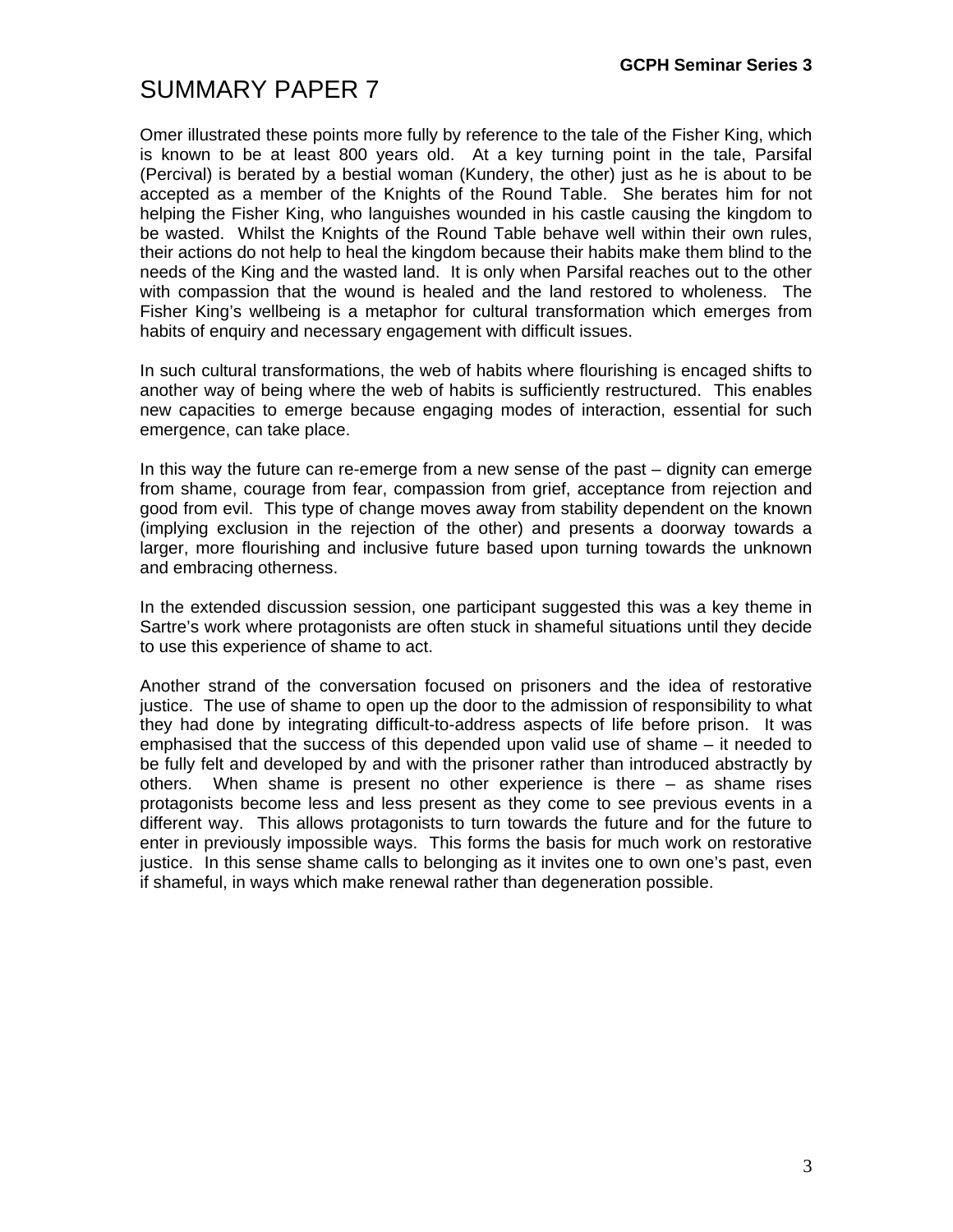# SUMMARY PAPER 7

Omer illustrated these points more fully by reference to the tale of the Fisher King, which is known to be at least 800 years old. At a key turning point in the tale, Parsifal (Percival) is berated by a bestial woman (Kundery, the other) just as he is about to be accepted as a member of the Knights of the Round Table. She berates him for not helping the Fisher King, who languishes wounded in his castle causing the kingdom to be wasted. Whilst the Knights of the Round Table behave well within their own rules, their actions do not help to heal the kingdom because their habits make them blind to the needs of the King and the wasted land. It is only when Parsifal reaches out to the other with compassion that the wound is healed and the land restored to wholeness. The Fisher King's wellbeing is a metaphor for cultural transformation which emerges from habits of enquiry and necessary engagement with difficult issues.

In such cultural transformations, the web of habits where flourishing is encaged shifts to another way of being where the web of habits is sufficiently restructured. This enables new capacities to emerge because engaging modes of interaction, essential for such emergence, can take place.

In this way the future can re-emerge from a new sense of the past – dignity can emerge from shame, courage from fear, compassion from grief, acceptance from rejection and good from evil. This type of change moves away from stability dependent on the known (implying exclusion in the rejection of the other) and presents a doorway towards a larger, more flourishing and inclusive future based upon turning towards the unknown and embracing otherness.

In the extended discussion session, one participant suggested this was a key theme in Sartre's work where protagonists are often stuck in shameful situations until they decide to use this experience of shame to act.

Another strand of the conversation focused on prisoners and the idea of restorative justice. The use of shame to open up the door to the admission of responsibility to what they had done by integrating difficult-to-address aspects of life before prison. It was emphasised that the success of this depended upon valid use of shame – it needed to be fully felt and developed by and with the prisoner rather than introduced abstractly by others. When shame is present no other experience is there – as shame rises protagonists become less and less present as they come to see previous events in a different way. This allows protagonists to turn towards the future and for the future to enter in previously impossible ways. This forms the basis for much work on restorative justice. In this sense shame calls to belonging as it invites one to own one's past, even if shameful, in ways which make renewal rather than degeneration possible.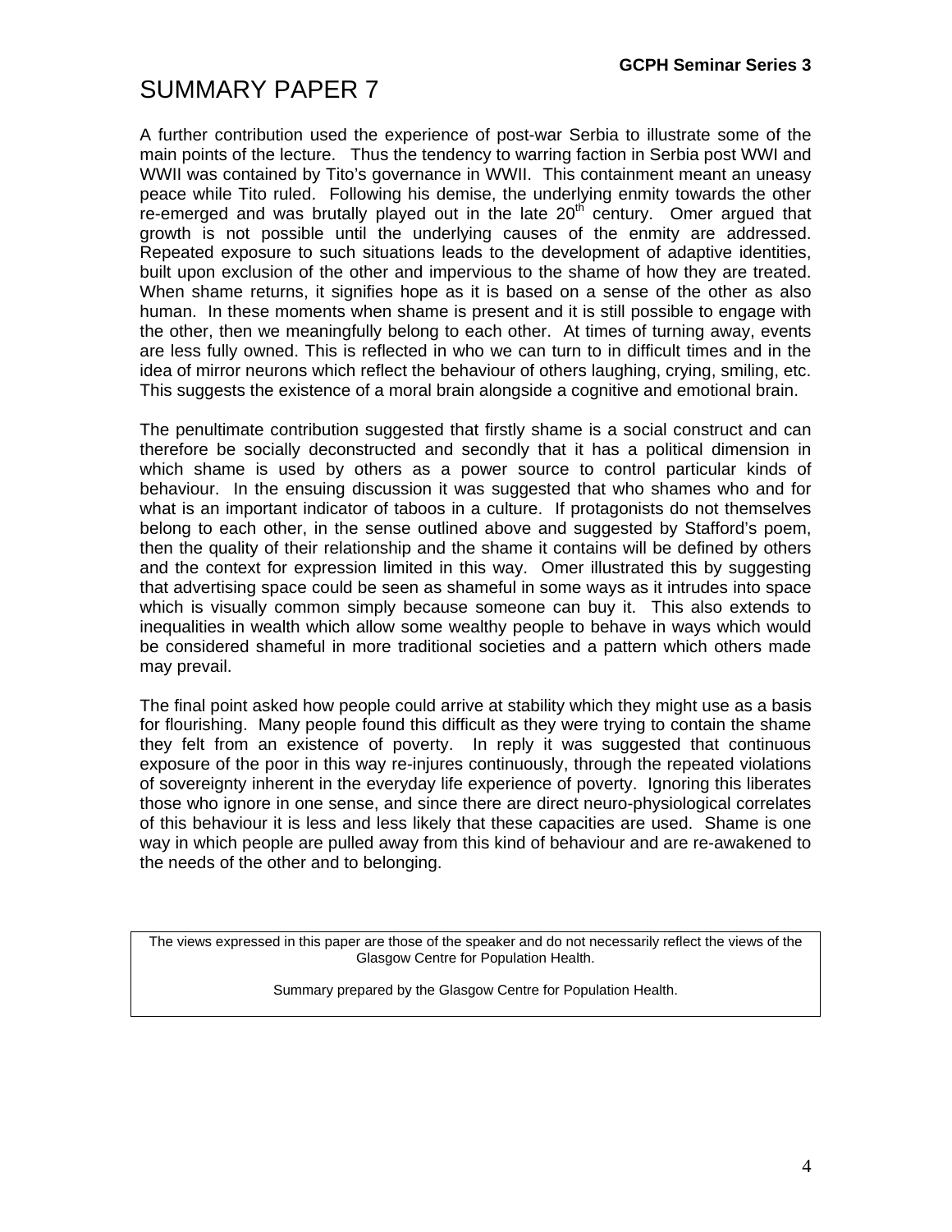# SUMMARY PAPER 7

A further contribution used the experience of post-war Serbia to illustrate some of the main points of the lecture. Thus the tendency to warring faction in Serbia post WWI and WWII was contained by Tito's governance in WWII. This containment meant an uneasy peace while Tito ruled. Following his demise, the underlying enmity towards the other re-emerged and was brutally played out in the late 20th century. Omer argued that growth is not possible until the underlying causes of the enmity are addressed. Repeated exposure to such situations leads to the development of adaptive identities, built upon exclusion of the other and impervious to the shame of how they are treated. When shame returns, it signifies hope as it is based on a sense of the other as also human. In these moments when shame is present and it is still possible to engage with the other, then we meaningfully belong to each other. At times of turning away, events are less fully owned. This is reflected in who we can turn to in difficult times and in the idea of mirror neurons which reflect the behaviour of others laughing, crying, smiling, etc. This suggests the existence of a moral brain alongside a cognitive and emotional brain.

The penultimate contribution suggested that firstly shame is a social construct and can therefore be socially deconstructed and secondly that it has a political dimension in which shame is used by others as a power source to control particular kinds of behaviour. In the ensuing discussion it was suggested that who shames who and for what is an important indicator of taboos in a culture. If protagonists do not themselves belong to each other, in the sense outlined above and suggested by Stafford's poem, then the quality of their relationship and the shame it contains will be defined by others and the context for expression limited in this way. Omer illustrated this by suggesting that advertising space could be seen as shameful in some ways as it intrudes into space which is visually common simply because someone can buy it. This also extends to inequalities in wealth which allow some wealthy people to behave in ways which would be considered shameful in more traditional societies and a pattern which others made may prevail.

The final point asked how people could arrive at stability which they might use as a basis for flourishing. Many people found this difficult as they were trying to contain the shame they felt from an existence of poverty. In reply it was suggested that continuous exposure of the poor in this way re-injures continuously, through the repeated violations of sovereignty inherent in the everyday life experience of poverty. Ignoring this liberates those who ignore in one sense, and since there are direct neuro-physiological correlates of this behaviour it is less and less likely that these capacities are used. Shame is one way in which people are pulled away from this kind of behaviour and are re-awakened to the needs of the other and to belonging.

The views expressed in this paper are those of the speaker and do not necessarily reflect the views of the Glasgow Centre for Population Health.

Summary prepared by the Glasgow Centre for Population Health.